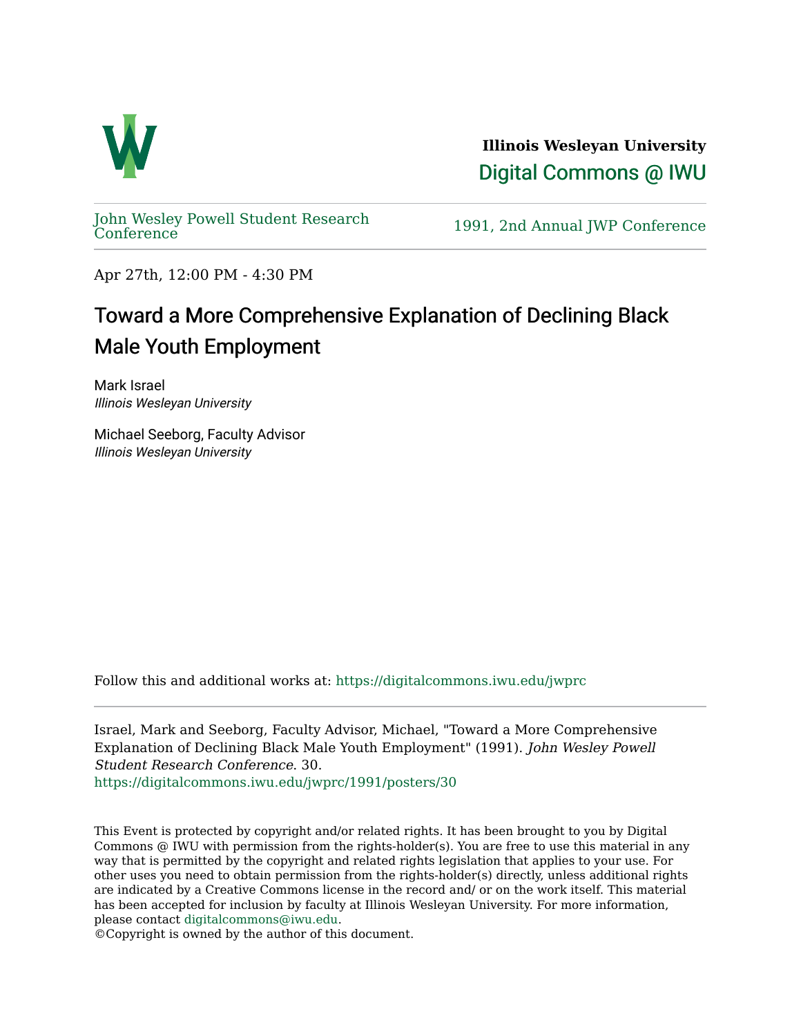**Illinois Wesleyan University**

Digital Commons @ IWU

John Wesley Powell Student Research Conference

1991, 2nd Annual JWP Conference

Apr 27th, 12:00 PM - 4:30 PM

# Toward a More Comprehensive Explanation of Declining Black Male Youth Employment

Mark Israel
*Illinois Wesleyan University*

Michael Seeborg, Faculty Advisor
*Illinois Wesleyan University*

Follow this and additional works at: https://digitalcommons.iwu.edu/jwprc

Israel, Mark and Seeborg, Faculty Advisor, Michael, "Toward a More Comprehensive Explanation of Declining Black Male Youth Employment" (1991). *John Wesley Powell Student Research Conference*. 30.
https://digitalcommons.iwu.edu/jwprc/1991/posters/30

This Event is protected by copyright and/or related rights. It has been brought to you by Digital Commons @ IWU with permission from the rights-holder(s). You are free to use this material in any way that is permitted by the copyright and related rights legislation that applies to your use. For other uses you need to obtain permission from the rights-holder(s) directly, unless additional rights are indicated by a Creative Commons license in the record and/ or on the work itself. This material has been accepted for inclusion by faculty at Illinois Wesleyan University. For more information, please contact digitalcommons@iwu.edu.
©Copyright is owned by the author of this document.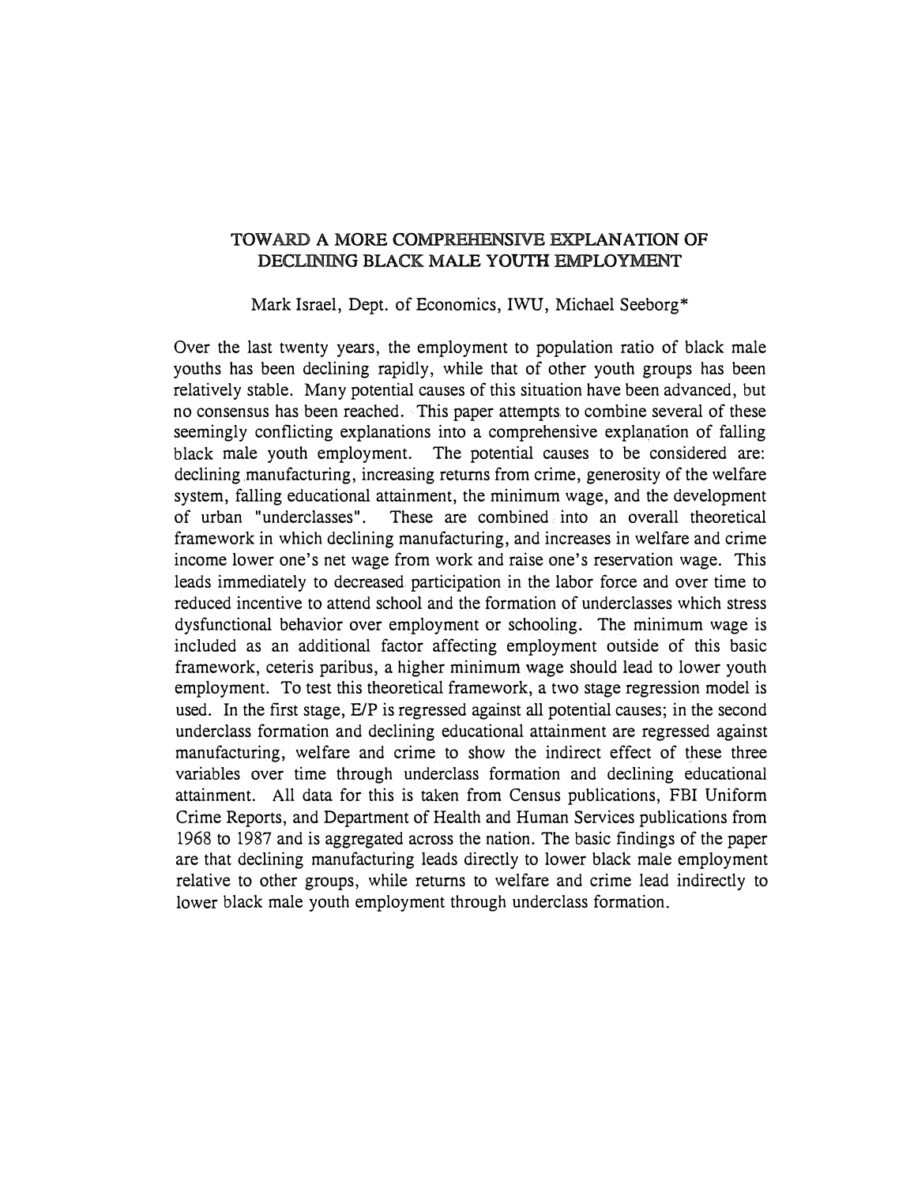# TOWARD A MORE COMPREHENSIVE EXPLANATION OF DECLINING BLACK MALE YOUTH EMPLOYMENT

Mark Israel, Dept. of Economics, IWU, Michael Seeborg*

Over the last twenty years, the employment to population ratio of black male youths has been declining rapidly, while that of other youth groups has been relatively stable. Many potential causes of this situation have been advanced, but no consensus has been reached. This paper attempts to combine several of these seemingly conflicting explanations into a comprehensive explanation of falling black male youth employment. The potential causes to be considered are: declining manufacturing, increasing returns from crime, generosity of the welfare system, falling educational attainment, the minimum wage, and the development of urban "underclasses". These are combined into an overall theoretical framework in which declining manufacturing, and increases in welfare and crime income lower one's net wage from work and raise one's reservation wage. This leads immediately to decreased participation in the labor force and over time to reduced incentive to attend school and the formation of underclasses which stress dysfunctional behavior over employment or schooling. The minimum wage is included as an additional factor affecting employment outside of this basic framework, ceteris paribus, a higher minimum wage should lead to lower youth employment. To test this theoretical framework, a two stage regression model is used. In the first stage, E/P is regressed against all potential causes; in the second underclass formation and declining educational attainment are regressed against manufacturing, welfare and crime to show the indirect effect of these three variables over time through underclass formation and declining educational attainment. All data for this is taken from Census publications, FBI Uniform Crime Reports, and Department of Health and Human Services publications from 1968 to 1987 and is aggregated across the nation. The basic findings of the paper are that declining manufacturing leads directly to lower black male employment relative to other groups, while returns to welfare and crime lead indirectly to lower black male youth employment through underclass formation.